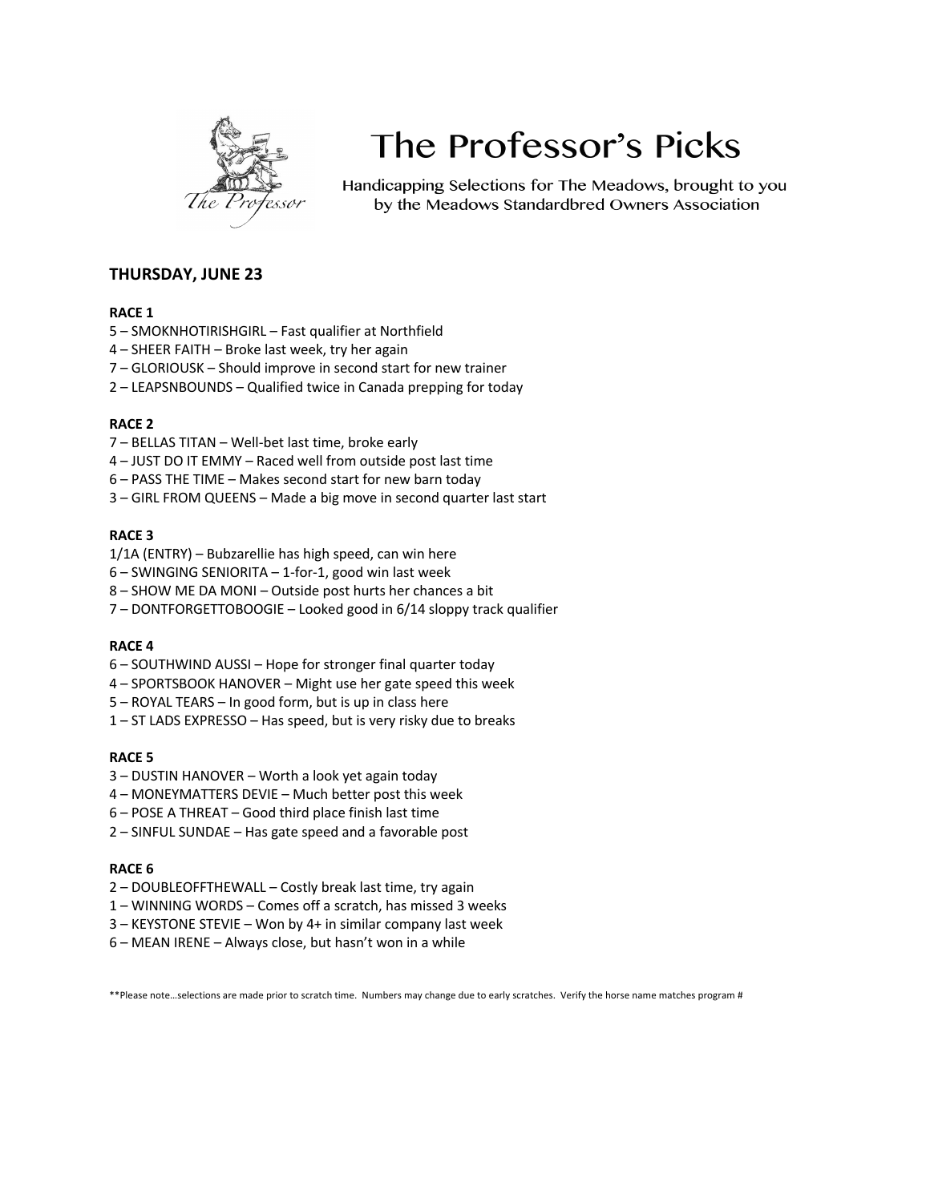# The Professor's Picks

Handicapping Selections for The Meadows, brought to you by the Meadows Standardbred Owners Association

## THURSDAY, JUNE 23

### RACE 1

5 – SMOKNHOTIRISHGIRL – Fast qualifier at Northfield
4 – SHEER FAITH – Broke last week, try her again
7 – GLORIOUSK – Should improve in second start for new trainer
2 – LEAPSNBOUNDS – Qualified twice in Canada prepping for today

### RACE 2

7 – BELLAS TITAN – Well-bet last time, broke early
4 – JUST DO IT EMMY – Raced well from outside post last time
6 – PASS THE TIME – Makes second start for new barn today
3 – GIRL FROM QUEENS – Made a big move in second quarter last start

### RACE 3

1/1A (ENTRY) – Bubzarellie has high speed, can win here
6 – SWINGING SENIORITA – 1-for-1, good win last week
8 – SHOW ME DA MONI – Outside post hurts her chances a bit
7 – DONTFORGETTOBOOGIE – Looked good in 6/14 sloppy track qualifier

### RACE 4

6 – SOUTHWIND AUSSI – Hope for stronger final quarter today
4 – SPORTSBOOK HANOVER – Might use her gate speed this week
5 – ROYAL TEARS – In good form, but is up in class here
1 – ST LADS EXPRESSO – Has speed, but is very risky due to breaks

### RACE 5

3 – DUSTIN HANOVER – Worth a look yet again today
4 – MONEYMATTERS DEVIE – Much better post this week
6 – POSE A THREAT – Good third place finish last time
2 – SINFUL SUNDAE – Has gate speed and a favorable post

### RACE 6

2 – DOUBLEOFFTHEWALL – Costly break last time, try again
1 – WINNING WORDS – Comes off a scratch, has missed 3 weeks
3 – KEYSTONE STEVIE – Won by 4+ in similar company last week
6 – MEAN IRENE – Always close, but hasn't won in a while

**Please note…selections are made prior to scratch time. Numbers may change due to early scratches. Verify the horse name matches program #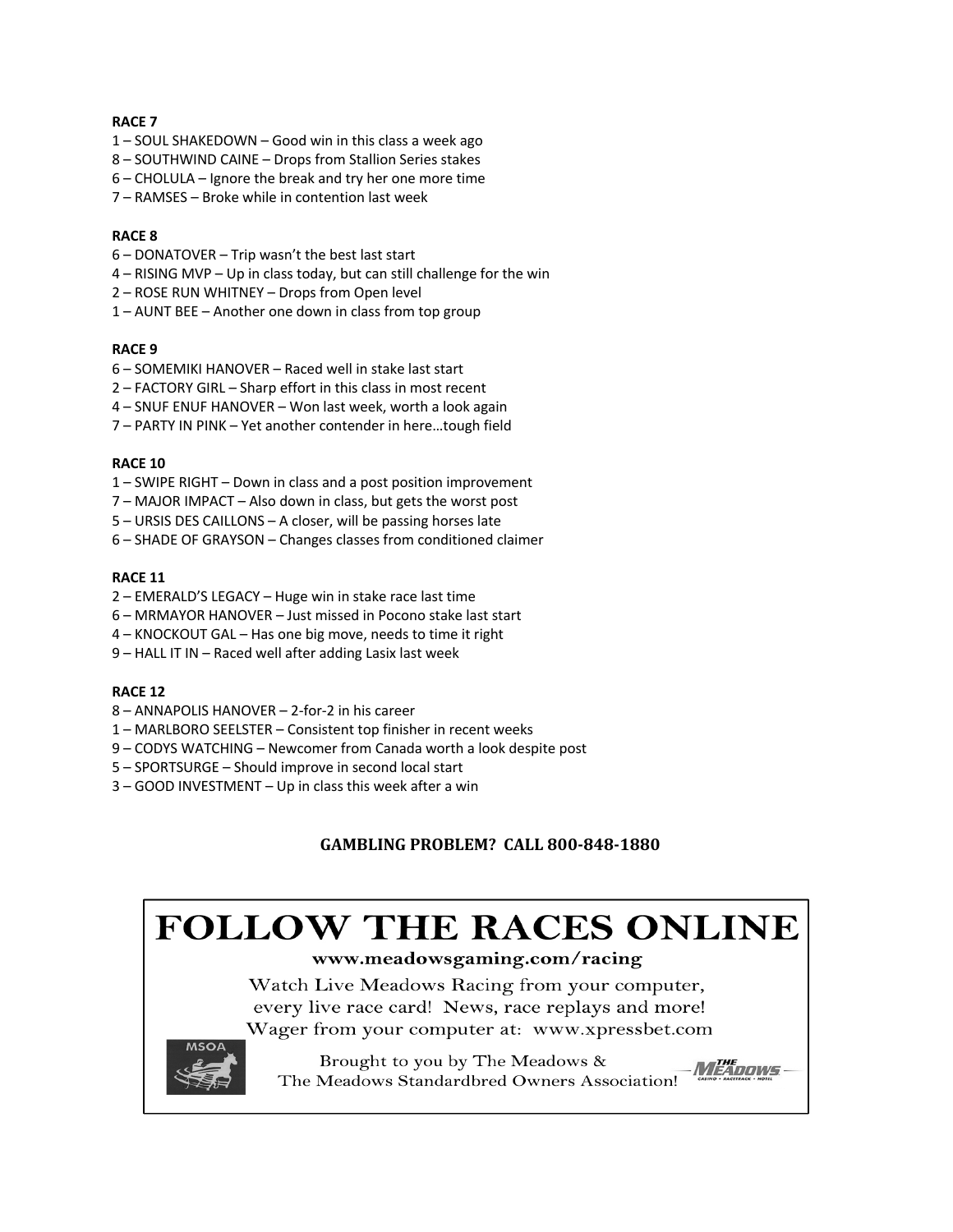**RACE 7**

1 – SOUL SHAKEDOWN – Good win in this class a week ago
8 – SOUTHWIND CAINE – Drops from Stallion Series stakes
6 – CHOLULA – Ignore the break and try her one more time
7 – RAMSES – Broke while in contention last week

**RACE 8**

6 – DONATOVER – Trip wasn't the best last start
4 – RISING MVP – Up in class today, but can still challenge for the win
2 – ROSE RUN WHITNEY – Drops from Open level
1 – AUNT BEE – Another one down in class from top group

**RACE 9**

6 – SOMEMIKI HANOVER – Raced well in stake last start
2 – FACTORY GIRL – Sharp effort in this class in most recent
4 – SNUF ENUF HANOVER – Won last week, worth a look again
7 – PARTY IN PINK – Yet another contender in here…tough field

**RACE 10**

1 – SWIPE RIGHT – Down in class and a post position improvement
7 – MAJOR IMPACT – Also down in class, but gets the worst post
5 – URSIS DES CAILLONS – A closer, will be passing horses late
6 – SHADE OF GRAYSON – Changes classes from conditioned claimer

**RACE 11**

2 – EMERALD'S LEGACY – Huge win in stake race last time
6 – MRMAYOR HANOVER – Just missed in Pocono stake last start
4 – KNOCKOUT GAL – Has one big move, needs to time it right
9 – HALL IT IN – Raced well after adding Lasix last week

**RACE 12**

8 – ANNAPOLIS HANOVER – 2-for-2 in his career
1 – MARLBORO SEELSTER – Consistent top finisher in recent weeks
9 – CODYS WATCHING – Newcomer from Canada worth a look despite post
5 – SPORTSURGE – Should improve in second local start
3 – GOOD INVESTMENT – Up in class this week after a win

**GAMBLING PROBLEM? CALL 800-848-1880**

# FOLLOW THE RACES ONLINE

**www.meadowsgaming.com/racing**

Watch Live Meadows Racing from your computer, every live race card! News, race replays and more! Wager from your computer at: www.xpressbet.com

MSOA

Brought to you by The Meadows & The Meadows Standardbred Owners Association!

THE MEADOWS CASINO • RACETRACK • HOTEL